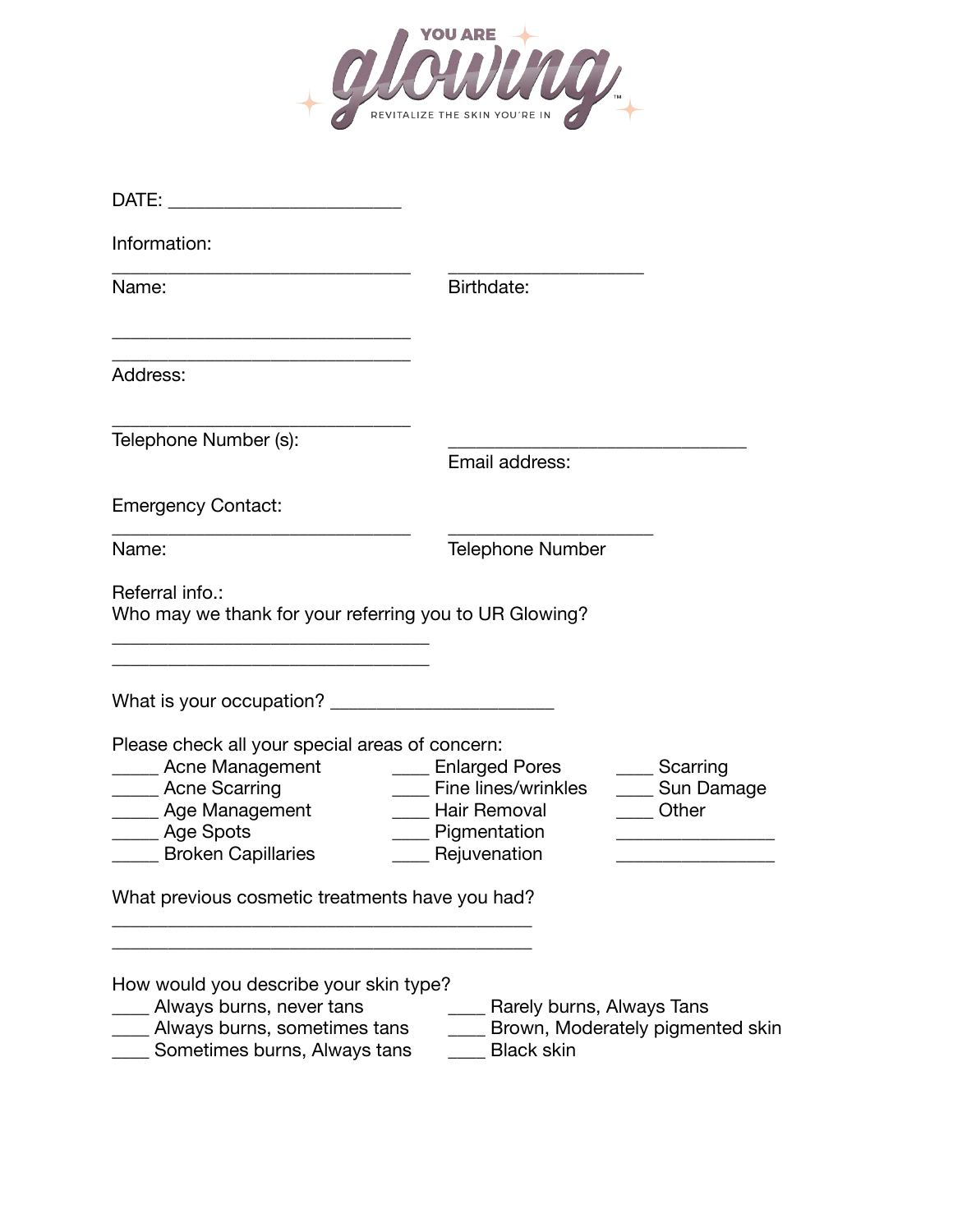YOU ARE
# glowing™
REVITALIZE THE SKIN YOU'RE IN

DATE: ________________________

Information:

________________________________ ____________________
Name: Birthdate:

________________________________
________________________________
Address:

________________________________
Telephone Number (s):

________________________________
Email address:

Emergency Contact:

________________________________ _____________________
Name: Telephone Number

Referral info.:
Who may we thank for your referring you to UR Glowing?
__________________________________
__________________________________

What is your occupation? _______________________

Please check all your special areas of concern:

_____ Acne Management
_____ Acne Scarring
_____ Age Management
_____ Age Spots
_____ Broken Capillaries
____ Enlarged Pores
____ Fine lines/wrinkles
____ Hair Removal
____ Pigmentation
____ Rejuvenation
____ Scarring
____ Sun Damage
____ Other
_________________
_________________

What previous cosmetic treatments have you had?
_____________________________________________
_____________________________________________

How would you describe your skin type?

____ Always burns, never tans
____ Always burns, sometimes tans
____ Sometimes burns, Always tans
____ Rarely burns, Always Tans
____ Brown, Moderately pigmented skin
____ Black skin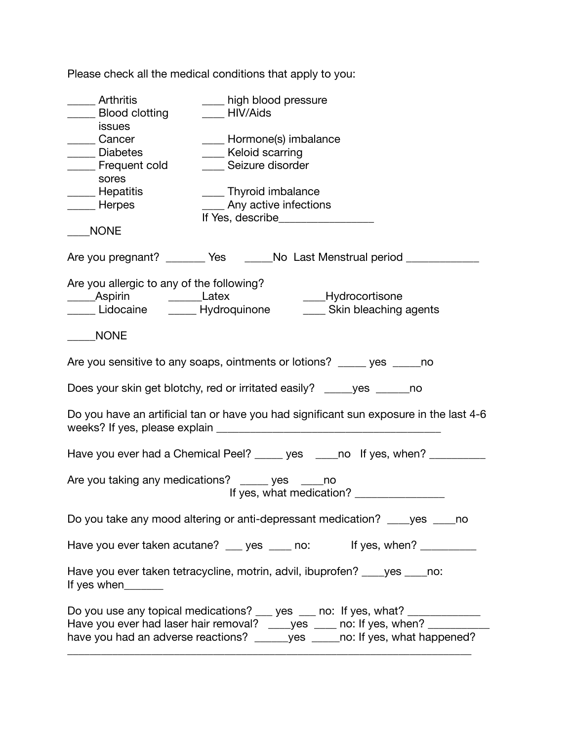Please check all the medical conditions that apply to you:

_____ Arthritis ____ high blood pressure
_____ Blood clotting issues ____ HIV/Aids
_____ Cancer ____ Hormone(s) imbalance
_____ Diabetes ____ Keloid scarring
_____ Frequent cold sores ____ Seizure disorder
_____ Hepatitis ____ Thyroid imbalance
_____ Herpes ____ Any active infections
If Yes, describe________________
____NONE

Are you pregnant? _______ Yes _____No Last Menstrual period ____________

Are you allergic to any of the following?
_____Aspirin ______Latex ____Hydrocortisone
_____ Lidocaine _____ Hydroquinone ____ Skin bleaching agents

_____NONE

Are you sensitive to any soaps, ointments or lotions? _____ yes _____no

Does your skin get blotchy, red or irritated easily? _____yes ______no

Do you have an artificial tan or have you had significant sun exposure in the last 4-6 weeks? If yes, please explain ______________________________________

Have you ever had a Chemical Peel? _____ yes ____no If yes, when? _________

Are you taking any medications? _____ yes ____no
If yes, what medication? _______________

Do you take any mood altering or anti-depressant medication? ____yes ____no

Have you ever taken acutane? ___ yes ____ no: If yes, when? _________

Have you ever taken tetracycline, motrin, advil, ibuprofen? ____yes ____no:
If yes when_______

Do you use any topical medications? ___ yes ___ no: If yes, what? ____________
Have you ever had laser hair removal? ____yes ____ no: If yes, when? __________
have you had an adverse reactions? ______yes _____no: If yes, what happened?
_________________________________________________________________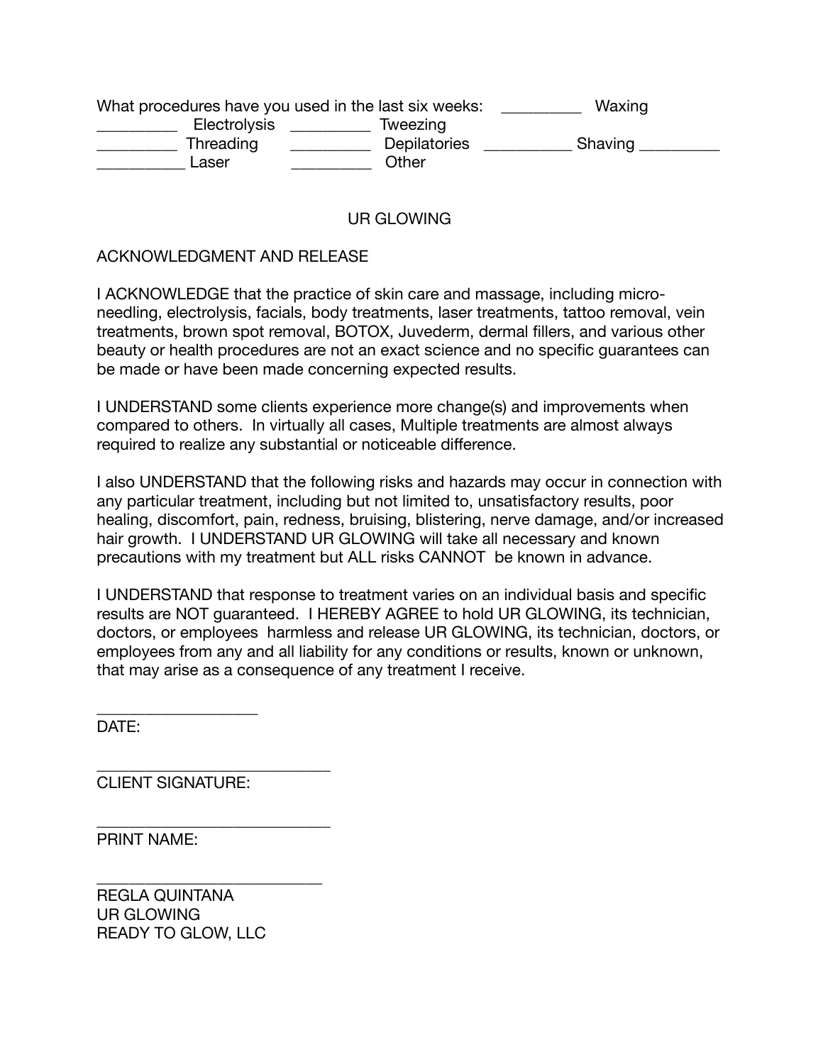What procedures have you used in the last six weeks: __________ Waxing
__________ Electrolysis __________ Tweezing
__________ Threading __________ Depilatories ___________ Shaving __________
___________ Laser __________ Other

UR GLOWING

ACKNOWLEDGMENT AND RELEASE

I ACKNOWLEDGE that the practice of skin care and massage, including micro-needling, electrolysis, facials, body treatments, laser treatments, tattoo removal, vein treatments, brown spot removal, BOTOX, Juvederm, dermal fillers, and various other beauty or health procedures are not an exact science and no specific guarantees can be made or have been made concerning expected results.

I UNDERSTAND some clients experience more change(s) and improvements when compared to others. In virtually all cases, Multiple treatments are almost always required to realize any substantial or noticeable difference.

I also UNDERSTAND that the following risks and hazards may occur in connection with any particular treatment, including but not limited to, unsatisfactory results, poor healing, discomfort, pain, redness, bruising, blistering, nerve damage, and/or increased hair growth. I UNDERSTAND UR GLOWING will take all necessary and known precautions with my treatment but ALL risks CANNOT be known in advance.

I UNDERSTAND that response to treatment varies on an individual basis and specific results are NOT guaranteed. I HEREBY AGREE to hold UR GLOWING, its technician, doctors, or employees harmless and release UR GLOWING, its technician, doctors, or employees from any and all liability for any conditions or results, known or unknown, that may arise as a consequence of any treatment I receive.

____________________
DATE:

______________________________
CLIENT SIGNATURE:

______________________________
PRINT NAME:

_____________________________
REGLA QUINTANA
UR GLOWING
READY TO GLOW, LLC